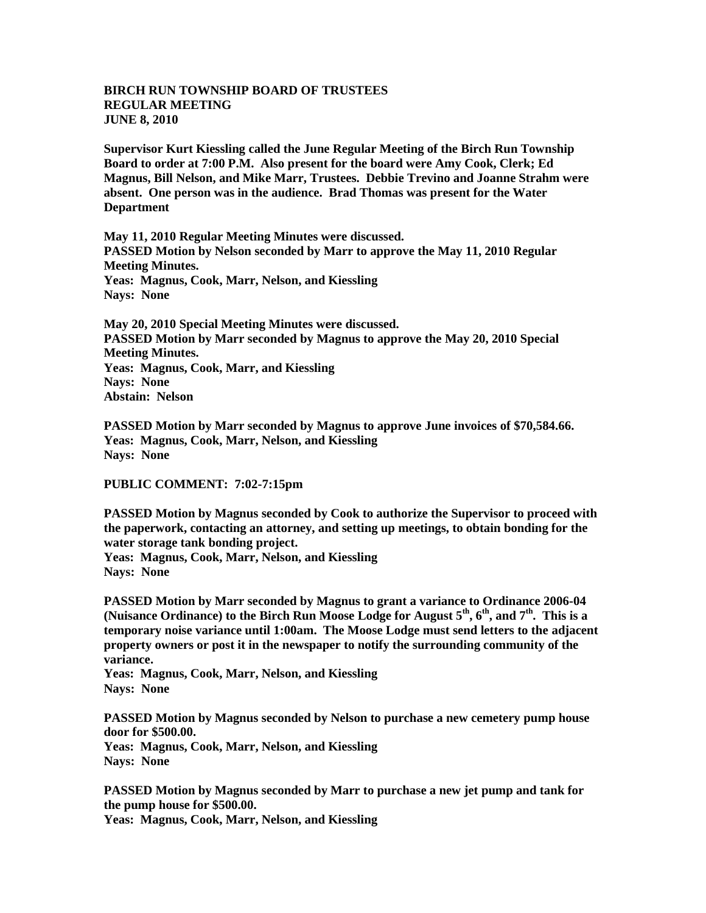**BIRCH RUN TOWNSHIP BOARD OF TRUSTEES**
**REGULAR MEETING**
**JUNE 8, 2010**

**Supervisor Kurt Kiessling called the June Regular Meeting of the Birch Run Township Board to order at 7:00 P.M. Also present for the board were Amy Cook, Clerk; Ed Magnus, Bill Nelson, and Mike Marr, Trustees. Debbie Trevino and Joanne Strahm were absent. One person was in the audience. Brad Thomas was present for the Water Department**

**May 11, 2010 Regular Meeting Minutes were discussed.**
**PASSED Motion by Nelson seconded by Marr to approve the May 11, 2010 Regular Meeting Minutes.**
**Yeas: Magnus, Cook, Marr, Nelson, and Kiessling**
**Nays: None**

**May 20, 2010 Special Meeting Minutes were discussed.**
**PASSED Motion by Marr seconded by Magnus to approve the May 20, 2010 Special Meeting Minutes.**
**Yeas: Magnus, Cook, Marr, and Kiessling**
**Nays: None**
**Abstain: Nelson**

**PASSED Motion by Marr seconded by Magnus to approve June invoices of $70,584.66.**
**Yeas: Magnus, Cook, Marr, Nelson, and Kiessling**
**Nays: None**

**PUBLIC COMMENT: 7:02-7:15pm**

**PASSED Motion by Magnus seconded by Cook to authorize the Supervisor to proceed with the paperwork, contacting an attorney, and setting up meetings, to obtain bonding for the water storage tank bonding project.**
**Yeas: Magnus, Cook, Marr, Nelson, and Kiessling**
**Nays: None**

**PASSED Motion by Marr seconded by Magnus to grant a variance to Ordinance 2006-04 (Nuisance Ordinance) to the Birch Run Moose Lodge for August 5th, 6th, and 7th. This is a temporary noise variance until 1:00am. The Moose Lodge must send letters to the adjacent property owners or post it in the newspaper to notify the surrounding community of the variance.**
**Yeas: Magnus, Cook, Marr, Nelson, and Kiessling**
**Nays: None**

**PASSED Motion by Magnus seconded by Nelson to purchase a new cemetery pump house door for $500.00.**
**Yeas: Magnus, Cook, Marr, Nelson, and Kiessling**
**Nays: None**

**PASSED Motion by Magnus seconded by Marr to purchase a new jet pump and tank for the pump house for $500.00.**
**Yeas: Magnus, Cook, Marr, Nelson, and Kiessling**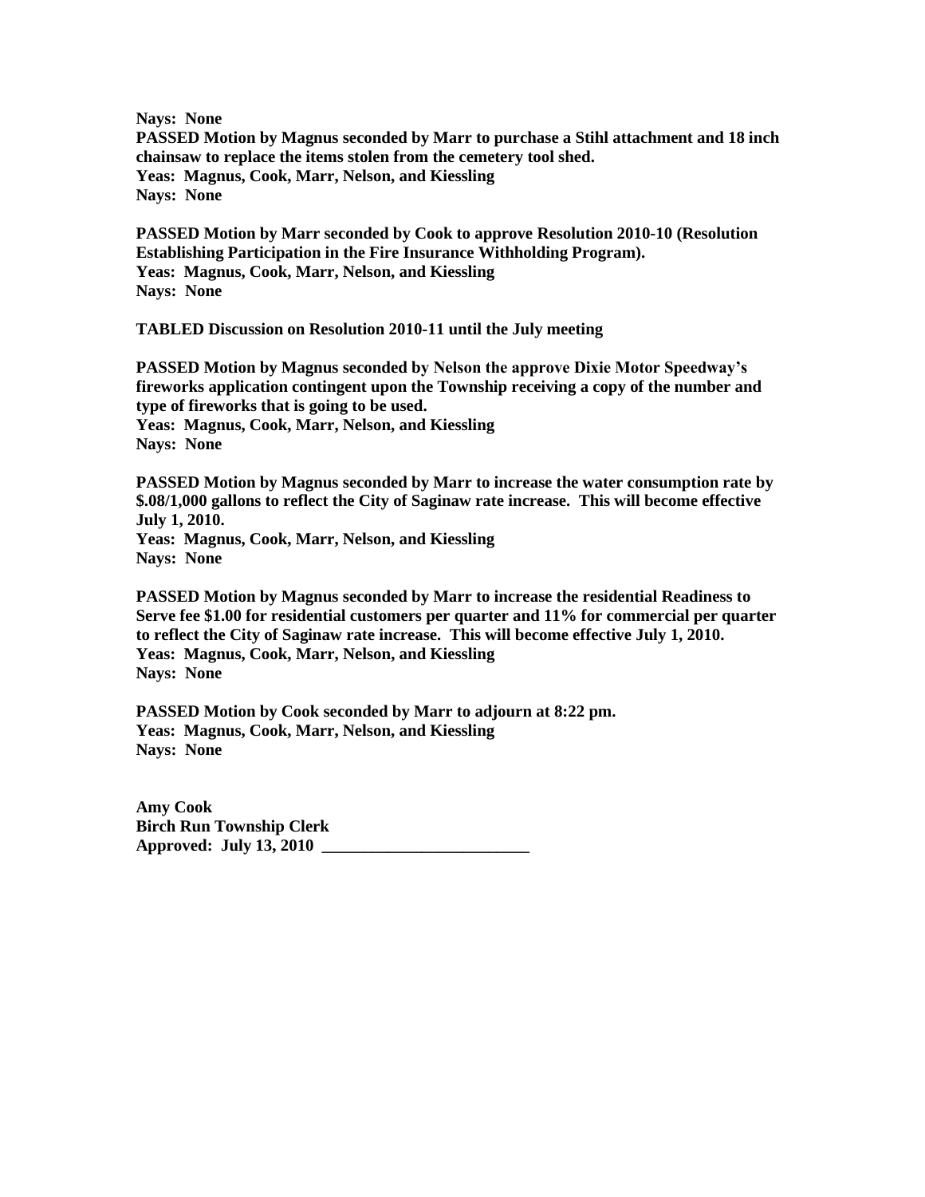**Nays: None**
**PASSED Motion by Magnus seconded by Marr to purchase a Stihl attachment and 18 inch chainsaw to replace the items stolen from the cemetery tool shed.**
**Yeas: Magnus, Cook, Marr, Nelson, and Kiessling**
**Nays: None**

**PASSED Motion by Marr seconded by Cook to approve Resolution 2010-10 (Resolution Establishing Participation in the Fire Insurance Withholding Program).**
**Yeas: Magnus, Cook, Marr, Nelson, and Kiessling**
**Nays: None**

**TABLED Discussion on Resolution 2010-11 until the July meeting**

**PASSED Motion by Magnus seconded by Nelson the approve Dixie Motor Speedway's fireworks application contingent upon the Township receiving a copy of the number and type of fireworks that is going to be used.**
**Yeas: Magnus, Cook, Marr, Nelson, and Kiessling**
**Nays: None**

**PASSED Motion by Magnus seconded by Marr to increase the water consumption rate by $.08/1,000 gallons to reflect the City of Saginaw rate increase. This will become effective July 1, 2010.**
**Yeas: Magnus, Cook, Marr, Nelson, and Kiessling**
**Nays: None**

**PASSED Motion by Magnus seconded by Marr to increase the residential Readiness to Serve fee $1.00 for residential customers per quarter and 11% for commercial per quarter to reflect the City of Saginaw rate increase. This will become effective July 1, 2010.**
**Yeas: Magnus, Cook, Marr, Nelson, and Kiessling**
**Nays: None**

**PASSED Motion by Cook seconded by Marr to adjourn at 8:22 pm.**
**Yeas: Magnus, Cook, Marr, Nelson, and Kiessling**
**Nays: None**

**Amy Cook**
**Birch Run Township Clerk**
**Approved: July 13, 2010 _________________________**